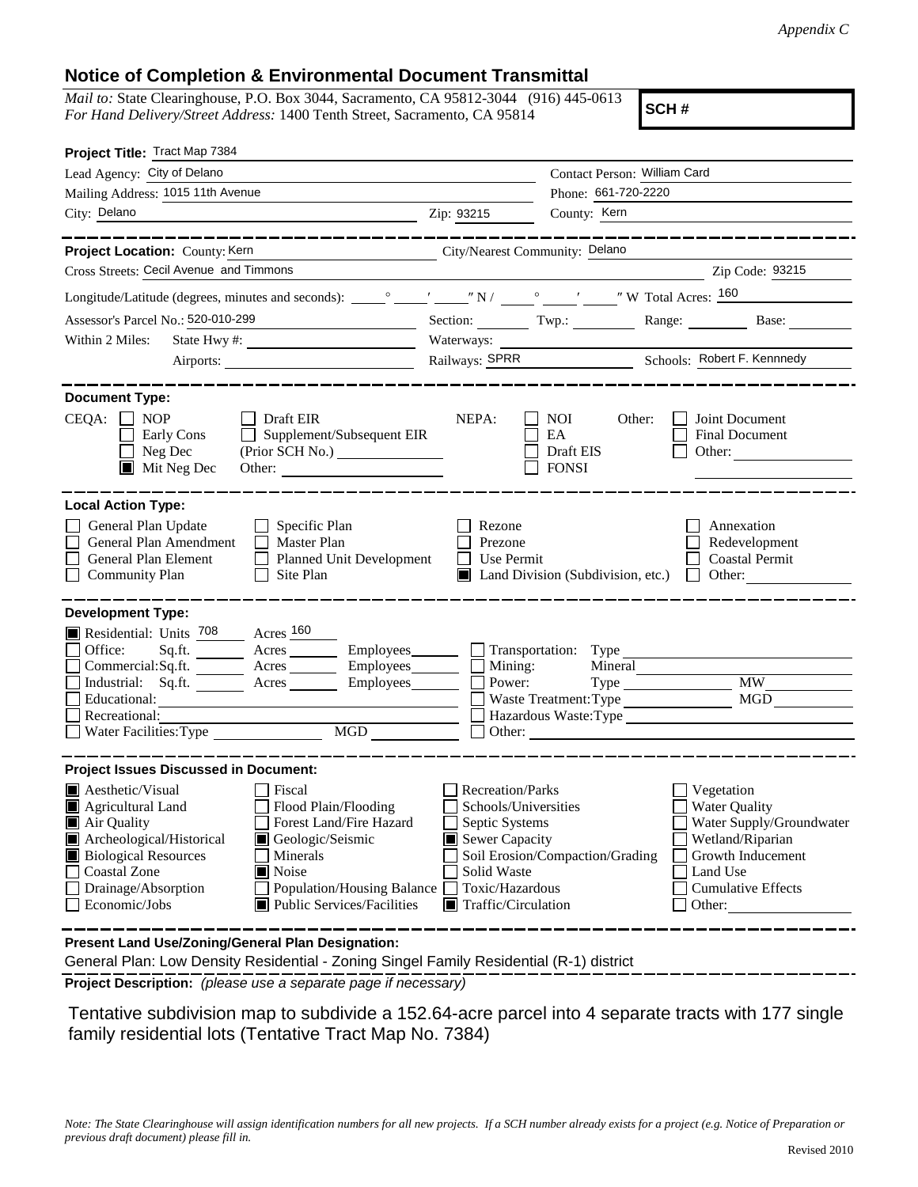*Appendix C*

## Notice of Completion & Environmental Document Transmittal

*Mail to:* State Clearinghouse, P.O. Box 3044, Sacramento, CA 95812-3044 (916) 445-0613
*For Hand Delivery/Street Address:* 1400 Tenth Street, Sacramento, CA 95814

**SCH #**

**Project Title:** Tract Map 7384

Lead Agency: City of Delano | Contact Person: William Card
Mailing Address: 1015 11th Avenue | Phone: 661-720-2220
City: Delano | Zip: 93215 | County: Kern

---

**Project Location:** County: Kern | City/Nearest Community: Delano
Cross Streets: Cecil Avenue and Timmons | Zip Code: 93215
Longitude/Latitude (degrees, minutes and seconds): \_\_° \_\_′ \_\_″ N / \_\_° \_\_′ \_\_″ W Total Acres: 160
Assessor's Parcel No.: 520-010-299 | Section: | Twp.: | Range: | Base:
Within 2 Miles: State Hwy #: | Waterways:
Airports: | Railways: SPRR | Schools: Robert F. Kennnedy

---

**Document Type:**

CEQA: ☐ NOP ☐ Early Cons ☐ Neg Dec ☒ Mit Neg Dec ☐ Draft EIR ☐ Supplement/Subsequent EIR (Prior SCH No.) Other:

NEPA: ☐ NOI ☐ EA ☐ Draft EIS ☐ FONSI

Other: ☐ Joint Document ☐ Final Document ☐ Other:

---

**Local Action Type:**

☐ General Plan Update ☐ General Plan Amendment ☐ General Plan Element ☐ Community Plan ☐ Specific Plan ☐ Master Plan ☐ Planned Unit Development ☐ Site Plan ☐ Rezone ☐ Prezone ☐ Use Permit ☒ Land Division (Subdivision, etc.) ☐ Annexation ☐ Redevelopment ☐ Coastal Permit ☐ Other:

---

**Development Type:**

☒ Residential: Units 708 Acres 160
☐ Office: Sq.ft. Acres Employees
☐ Commercial: Sq.ft. Acres Employees
☐ Industrial: Sq.ft. Acres Employees
☐ Educational:
☐ Recreational:
☐ Water Facilities: Type MGD
☐ Transportation: Type
☐ Mining: Mineral
☐ Power: Type MW
☐ Waste Treatment: Type MGD
☐ Hazardous Waste: Type
☐ Other:

---

**Project Issues Discussed in Document:**

☒ Aesthetic/Visual
☒ Agricultural Land
☒ Air Quality
☒ Archeological/Historical
☒ Biological Resources
☐ Coastal Zone
☐ Drainage/Absorption
☐ Economic/Jobs
☐ Fiscal
☐ Flood Plain/Flooding
☐ Forest Land/Fire Hazard
☒ Geologic/Seismic
☐ Minerals
☒ Noise
☐ Population/Housing Balance
☒ Public Services/Facilities
☐ Recreation/Parks
☐ Schools/Universities
☐ Septic Systems
☒ Sewer Capacity
☐ Soil Erosion/Compaction/Grading
☐ Solid Waste
☐ Toxic/Hazardous
☒ Traffic/Circulation
☐ Vegetation
☐ Water Quality
☐ Water Supply/Groundwater
☐ Wetland/Riparian
☐ Growth Inducement
☐ Land Use
☐ Cumulative Effects
☐ Other:

---

**Present Land Use/Zoning/General Plan Designation:**

General Plan: Low Density Residential - Zoning Singel Family Residential (R-1) district

**Project Description:** *(please use a separate page if necessary)*

Tentative subdivision map to subdivide a 152.64-acre parcel into 4 separate tracts with 177 single family residential lots (Tentative Tract Map No. 7384)

*Note: The State Clearinghouse will assign identification numbers for all new projects. If a SCH number already exists for a project (e.g. Notice of Preparation or previous draft document) please fill in.*

Revised 2010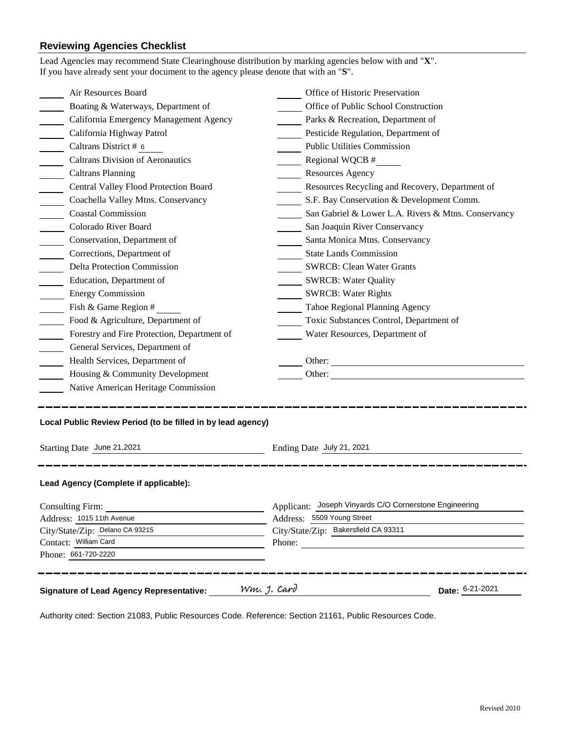## Reviewing Agencies Checklist

Lead Agencies may recommend State Clearinghouse distribution by marking agencies below with and "**X**".
If you have already sent your document to the agency please denote that with an "**S**".

| | | | |
|---|---|---|---|
| ____ | Air Resources Board | ____ | Office of Historic Preservation |
| ____ | Boating & Waterways, Department of | ____ | Office of Public School Construction |
| ____ | California Emergency Management Agency | ____ | Parks & Recreation, Department of |
| ____ | California Highway Patrol | ____ | Pesticide Regulation, Department of |
| ____ | Caltrans District # 6 | ____ | Public Utilities Commission |
| ____ | Caltrans Division of Aeronautics | ____ | Regional WQCB # ____ |
| ____ | Caltrans Planning | ____ | Resources Agency |
| ____ | Central Valley Flood Protection Board | ____ | Resources Recycling and Recovery, Department of |
| ____ | Coachella Valley Mtns. Conservancy | ____ | S.F. Bay Conservation & Development Comm. |
| ____ | Coastal Commission | ____ | San Gabriel & Lower L.A. Rivers & Mtns. Conservancy |
| ____ | Colorado River Board | ____ | San Joaquin River Conservancy |
| ____ | Conservation, Department of | ____ | Santa Monica Mtns. Conservancy |
| ____ | Corrections, Department of | ____ | State Lands Commission |
| ____ | Delta Protection Commission | ____ | SWRCB: Clean Water Grants |
| ____ | Education, Department of | ____ | SWRCB: Water Quality |
| ____ | Energy Commission | ____ | SWRCB: Water Rights |
| ____ | Fish & Game Region # ____ | ____ | Tahoe Regional Planning Agency |
| ____ | Food & Agriculture, Department of | ____ | Toxic Substances Control, Department of |
| ____ | Forestry and Fire Protection, Department of | ____ | Water Resources, Department of |
| ____ | General Services, Department of | | |
| ____ | Health Services, Department of | ____ | Other: ____ |
| ____ | Housing & Community Development | ____ | Other: ____ |
| ____ | Native American Heritage Commission | | |

---

**Local Public Review Period (to be filled in by lead agency)**

Starting Date June 21,2021 Ending Date July 21, 2021

---

**Lead Agency (Complete if applicable):**

Consulting Firm:
Address: 1015 11th Avenue
City/State/Zip: Delano CA 93215
Contact: William Card
Phone: 661-720-2220

Applicant: Joseph Vinyards C/O Cornerstone Engineering
Address: 5509 Young Street
City/State/Zip: Bakersfield CA 93311
Phone:

---

**Signature of Lead Agency Representative:** *Wm. J. Card* **Date:** 6-21-2021

Authority cited: Section 21083, Public Resources Code. Reference: Section 21161, Public Resources Code.

Revised 2010